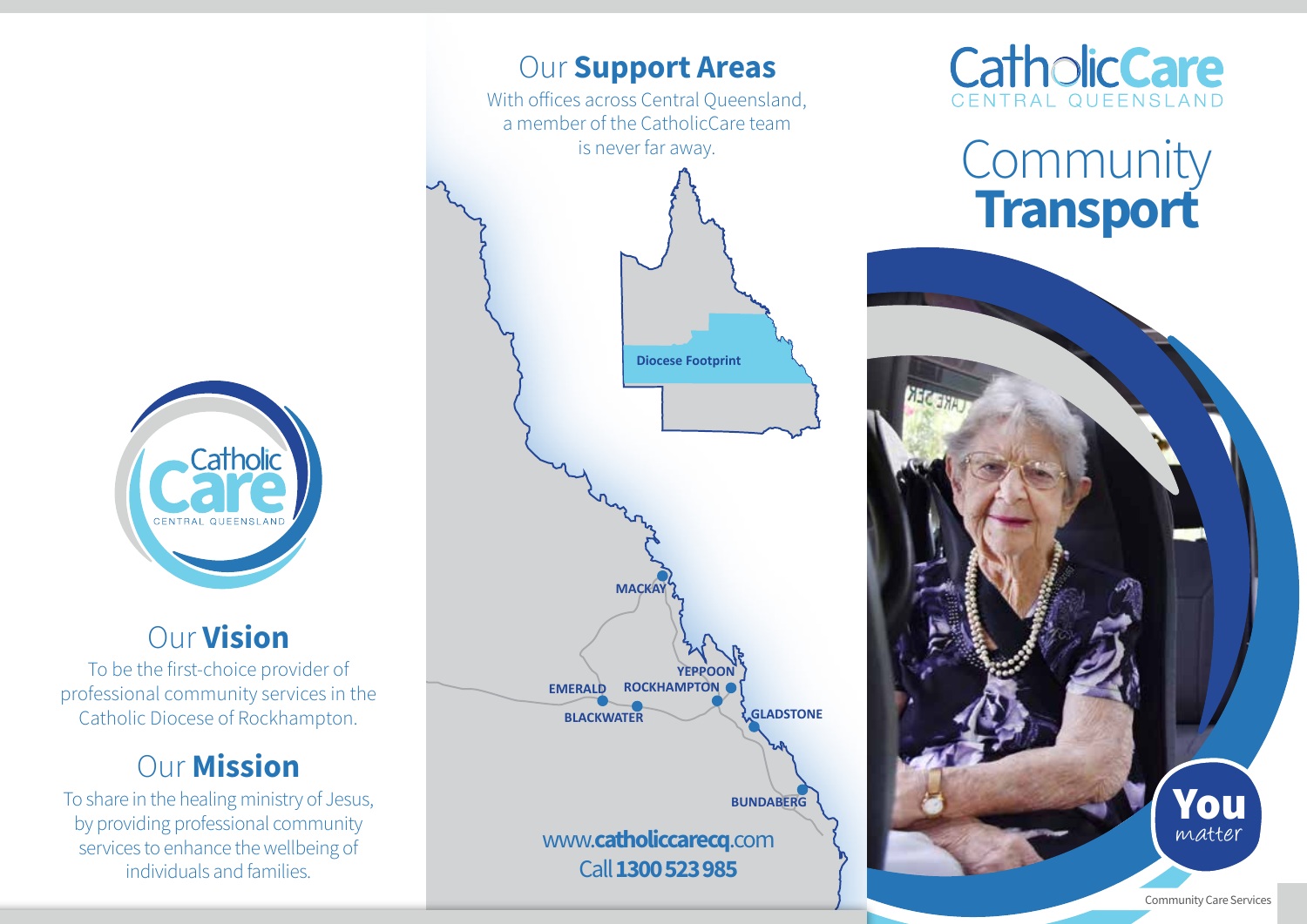## Our **Vision**

To be the first-choice provider of professional community services in the Catholic Diocese of Rockhampton.

## Our **Mission**

To share in the healing ministry of Jesus, by providing professional community services to enhance the wellbeing of individuals and families.

## Our **Support Areas**

With offices across Central Queensland, a member of the CatholicCare team is never far away.

Diocese Footprint

MACKAY
YEPPOON
ROCKHAMPTON
EMERALD
BLACKWATER
GLADSTONE
BUNDABERG

www.**catholiccarecq**.com

Call **1300 523 985**

# CatholicCare
CENTRAL QUEENSLAND

# Community **Transport**

**You** *matter*

Community Care Services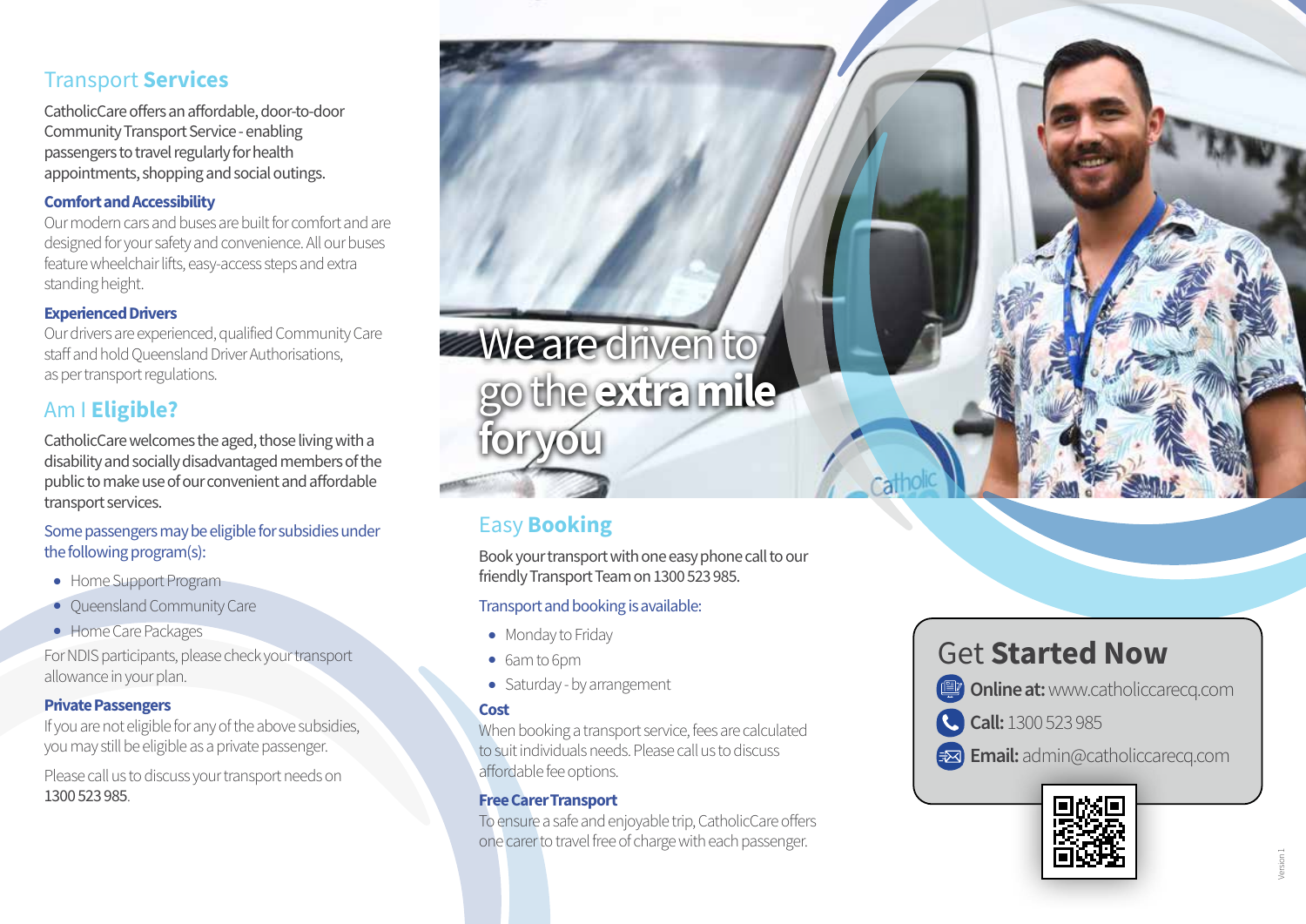## Transport **Services**

CatholicCare offers an affordable, door-to-door Community Transport Service - enabling passengers to travel regularly for health appointments, shopping and social outings.

### Comfort and Accessibility

Our modern cars and buses are built for comfort and are designed for your safety and convenience. All our buses feature wheelchair lifts, easy-access steps and extra standing height.

### Experienced Drivers

Our drivers are experienced, qualified Community Care staff and hold Queensland Driver Authorisations, as per transport regulations.

## Am I **Eligible?**

CatholicCare welcomes the aged, those living with a disability and socially disadvantaged members of the public to make use of our convenient and affordable transport services.

Some passengers may be eligible for subsidies under the following program(s):

- Home Support Program
- Queensland Community Care
- Home Care Packages

For NDIS participants, please check your transport allowance in your plan.

### Private Passengers

If you are not eligible for any of the above subsidies, you may still be eligible as a private passenger.

Please call us to discuss your transport needs on 1300 523 985.

We are driven to go the **extra mile** for you

## Easy **Booking**

Book your transport with one easy phone call to our friendly Transport Team on 1300 523 985.

Transport and booking is available:

- Monday to Friday
- 6am to 6pm
- Saturday - by arrangement

### Cost

When booking a transport service, fees are calculated to suit individuals needs. Please call us to discuss affordable fee options.

### Free Carer Transport

To ensure a safe and enjoyable trip, CatholicCare offers one carer to travel free of charge with each passenger.

## Get **Started Now**

**Online at:** www.catholiccarecq.com

**Call:** 1300 523 985

**Email:** admin@catholiccarecq.com

Version 1